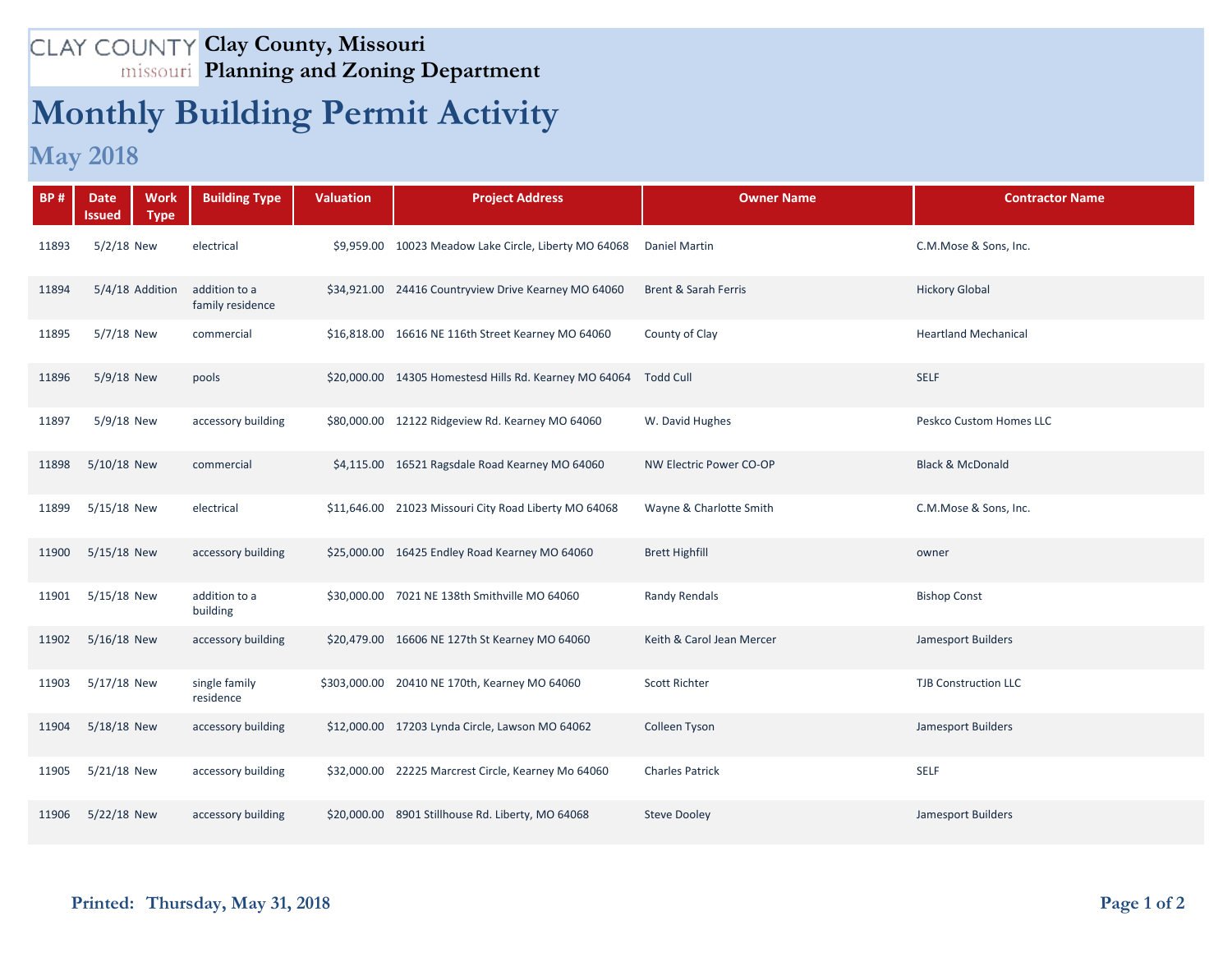CLAY COUNTY missouri

# Clay County, Missouri
## Planning and Zoning Department

# Monthly Building Permit Activity

## May 2018

| BP # | Date Issued | Work Type | Building Type | Valuation | Project Address | Owner Name | Contractor Name |
|---|---|---|---|---|---|---|---|
| 11893 | 5/2/18 | New | electrical | $9,959.00 | 10023 Meadow Lake Circle, Liberty MO 64068 | Daniel Martin | C.M.Mose & Sons, Inc. |
| 11894 | 5/4/18 | Addition | addition to a family residence | $34,921.00 | 24416 Countryview Drive Kearney MO 64060 | Brent & Sarah Ferris | Hickory Global |
| 11895 | 5/7/18 | New | commercial | $16,818.00 | 16616 NE 116th Street Kearney MO 64060 | County of Clay | Heartland Mechanical |
| 11896 | 5/9/18 | New | pools | $20,000.00 | 14305 Homestesd Hills Rd. Kearney MO 64064 | Todd Cull | SELF |
| 11897 | 5/9/18 | New | accessory building | $80,000.00 | 12122 Ridgeview Rd. Kearney MO 64060 | W. David Hughes | Peskco Custom Homes LLC |
| 11898 | 5/10/18 | New | commercial | $4,115.00 | 16521 Ragsdale Road Kearney MO 64060 | NW Electric Power CO-OP | Black & McDonald |
| 11899 | 5/15/18 | New | electrical | $11,646.00 | 21023 Missouri City Road Liberty MO 64068 | Wayne & Charlotte Smith | C.M.Mose & Sons, Inc. |
| 11900 | 5/15/18 | New | accessory building | $25,000.00 | 16425 Endley Road Kearney MO 64060 | Brett Highfill | owner |
| 11901 | 5/15/18 | New | addition to a building | $30,000.00 | 7021 NE 138th Smithville MO 64060 | Randy Rendals | Bishop Const |
| 11902 | 5/16/18 | New | accessory building | $20,479.00 | 16606 NE 127th St Kearney MO 64060 | Keith & Carol Jean Mercer | Jamesport Builders |
| 11903 | 5/17/18 | New | single family residence | $303,000.00 | 20410 NE 170th, Kearney MO 64060 | Scott Richter | TJB Construction LLC |
| 11904 | 5/18/18 | New | accessory building | $12,000.00 | 17203 Lynda Circle, Lawson MO 64062 | Colleen Tyson | Jamesport Builders |
| 11905 | 5/21/18 | New | accessory building | $32,000.00 | 22225 Marcrest Circle, Kearney Mo 64060 | Charles Patrick | SELF |
| 11906 | 5/22/18 | New | accessory building | $20,000.00 | 8901 Stillhouse Rd. Liberty, MO 64068 | Steve Dooley | Jamesport Builders |

**Printed: Thursday, May 31, 2018**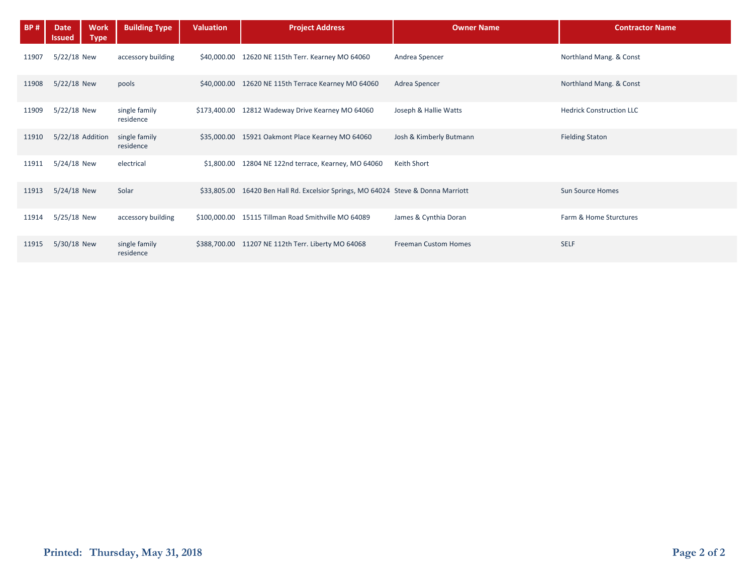| BP # | Date Issued | Work Type | Building Type | Valuation | Project Address | Owner Name | Contractor Name |
|---|---|---|---|---|---|---|---|
| 11907 | 5/22/18 | New | accessory building | $40,000.00 | 12620 NE 115th Terr. Kearney MO 64060 | Andrea Spencer | Northland Mang. & Const |
| 11908 | 5/22/18 | New | pools | $40,000.00 | 12620 NE 115th Terrace Kearney MO 64060 | Adrea Spencer | Northland Mang. & Const |
| 11909 | 5/22/18 | New | single family residence | $173,400.00 | 12812 Wadeway Drive Kearney MO 64060 | Joseph & Hallie Watts | Hedrick Construction LLC |
| 11910 | 5/22/18 | Addition | single family residence | $35,000.00 | 15921 Oakmont Place Kearney MO 64060 | Josh & Kimberly Butmann | Fielding Staton |
| 11911 | 5/24/18 | New | electrical | $1,800.00 | 12804 NE 122nd terrace, Kearney, MO 64060 | Keith Short | |
| 11913 | 5/24/18 | New | Solar | $33,805.00 | 16420 Ben Hall Rd. Excelsior Springs, MO 64024 | Steve & Donna Marriott | Sun Source Homes |
| 11914 | 5/25/18 | New | accessory building | $100,000.00 | 15115 Tillman Road Smithville MO 64089 | James & Cynthia Doran | Farm & Home Sturctures |
| 11915 | 5/30/18 | New | single family residence | $388,700.00 | 11207 NE 112th Terr. Liberty MO 64068 | Freeman Custom Homes | SELF |

**Printed: Thursday, May 31, 2018**